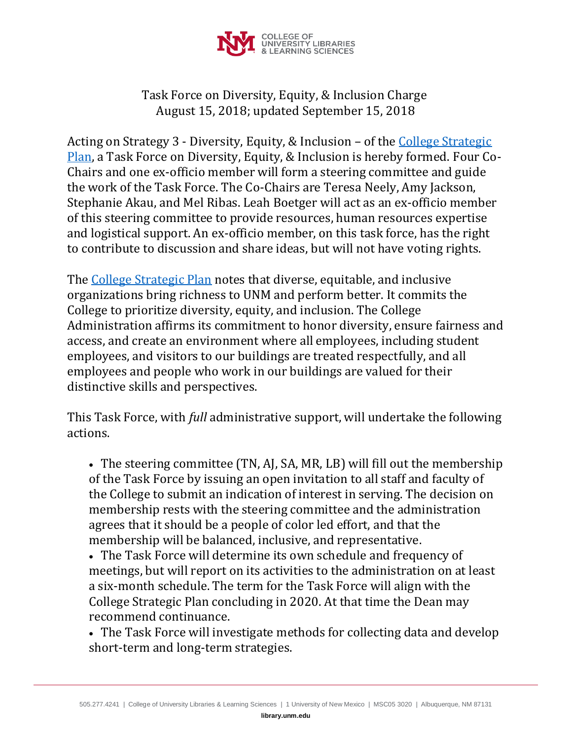# Task Force on Diversity, Equity, & Inclusion Charge

August 15, 2018; updated September 15, 2018

Acting on Strategy 3 - Diversity, Equity, & Inclusion – of the College Strategic Plan, a Task Force on Diversity, Equity, & Inclusion is hereby formed. Four Co-Chairs and one ex-officio member will form a steering committee and guide the work of the Task Force. The Co-Chairs are Teresa Neely, Amy Jackson, Stephanie Akau, and Mel Ribas. Leah Boetger will act as an ex-officio member of this steering committee to provide resources, human resources expertise and logistical support. An ex-officio member, on this task force, has the right to contribute to discussion and share ideas, but will not have voting rights.

The College Strategic Plan notes that diverse, equitable, and inclusive organizations bring richness to UNM and perform better. It commits the College to prioritize diversity, equity, and inclusion. The College Administration affirms its commitment to honor diversity, ensure fairness and access, and create an environment where all employees, including student employees, and visitors to our buildings are treated respectfully, and all employees and people who work in our buildings are valued for their distinctive skills and perspectives.

This Task Force, with *full* administrative support, will undertake the following actions.

- The steering committee (TN, AJ, SA, MR, LB) will fill out the membership of the Task Force by issuing an open invitation to all staff and faculty of the College to submit an indication of interest in serving. The decision on membership rests with the steering committee and the administration agrees that it should be a people of color led effort, and that the membership will be balanced, inclusive, and representative.
- The Task Force will determine its own schedule and frequency of meetings, but will report on its activities to the administration on at least a six-month schedule. The term for the Task Force will align with the College Strategic Plan concluding in 2020. At that time the Dean may recommend continuance.
- The Task Force will investigate methods for collecting data and develop short-term and long-term strategies.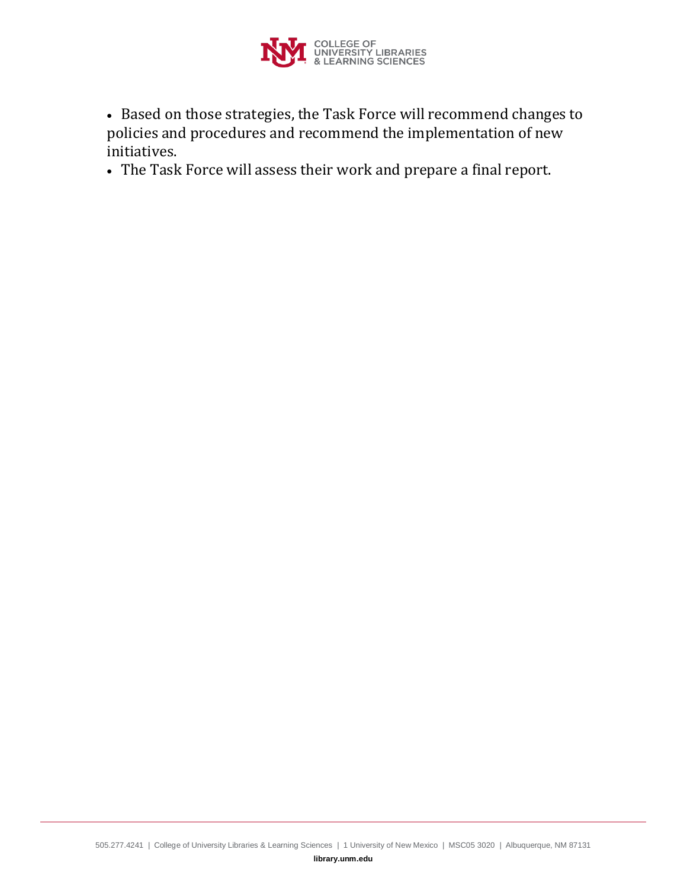- Based on those strategies, the Task Force will recommend changes to policies and procedures and recommend the implementation of new initiatives.
- The Task Force will assess their work and prepare a final report.